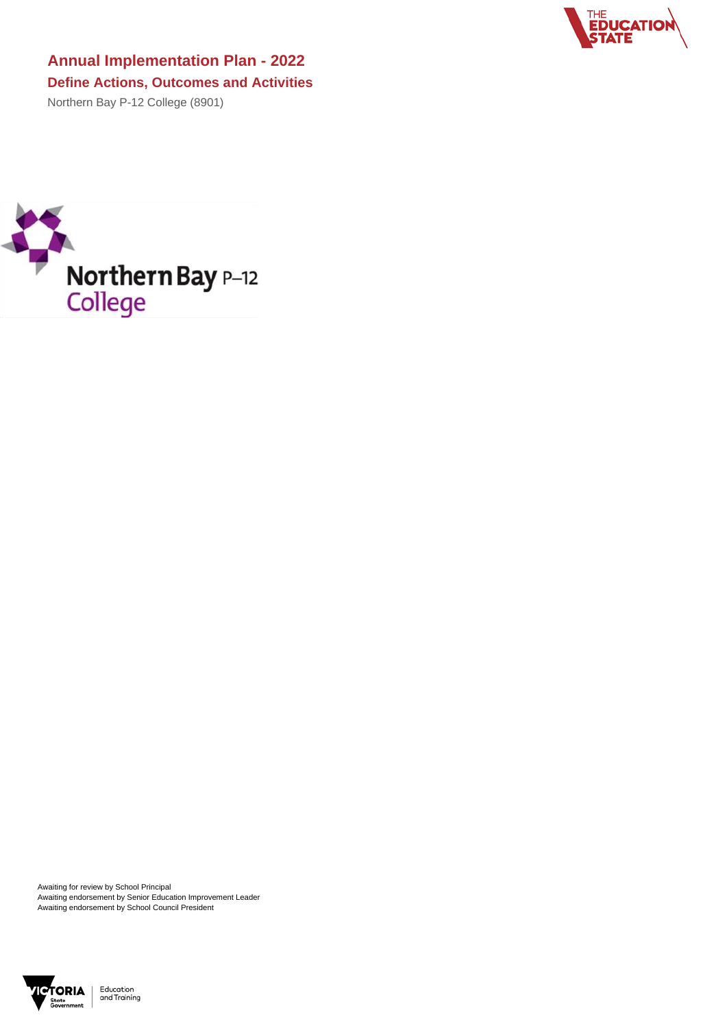# Annual Implementation Plan - 2022

## Define Actions, Outcomes and Activities

Northern Bay P-12 College (8901)

Awaiting for review by School Principal
Awaiting endorsement by Senior Education Improvement Leader
Awaiting endorsement by School Council President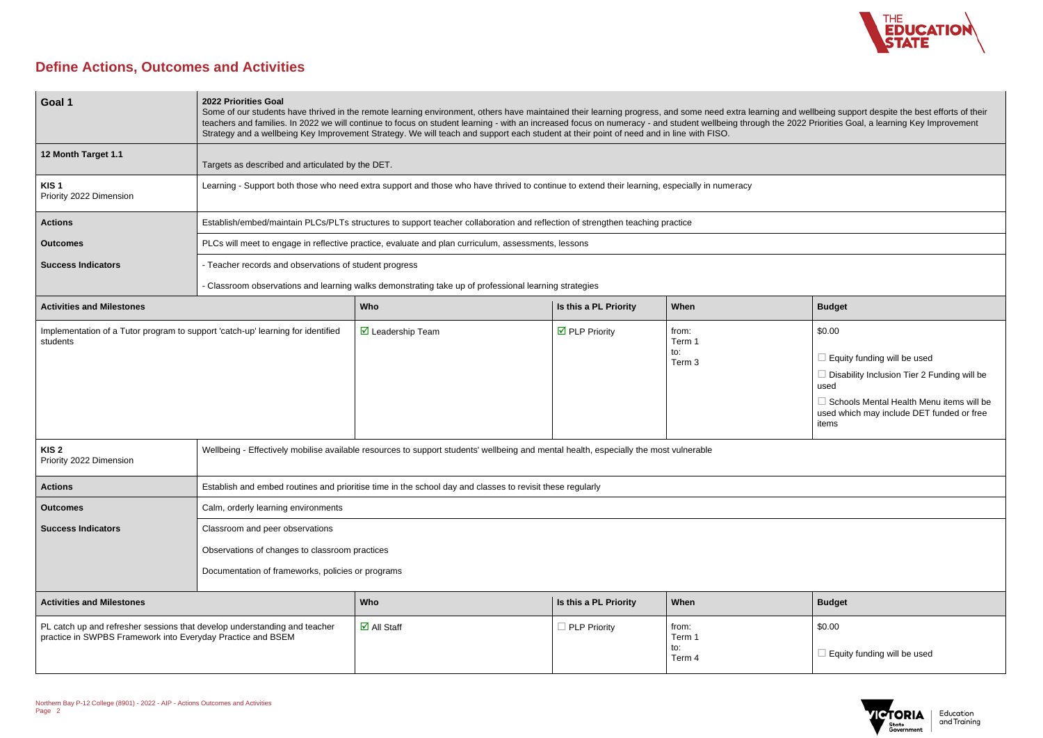# Define Actions, Outcomes and Activities

| **Goal 1** | **2022 Priorities Goal**<br>Some of our students have thrived in the remote learning environment, others have maintained their learning progress, and some need extra learning and wellbeing support despite the best efforts of their teachers and families. In 2022 we will continue to focus on student learning - with an increased focus on numeracy - and student wellbeing through the 2022 Priorities Goal, a learning Key Improvement Strategy and a wellbeing Key Improvement Strategy. We will teach and support each student at their point of need and in line with FISO. | | | |
|---|---|---|---|---|
| **12 Month Target 1.1** | Targets as described and articulated by the DET. | | | |
| **KIS 1**<br>Priority 2022 Dimension | Learning - Support both those who need extra support and those who have thrived to continue to extend their learning, especially in numeracy | | | |
| **Actions** | Establish/embed/maintain PLCs/PLTs structures to support teacher collaboration and reflection of strengthen teaching practice | | | |
| **Outcomes** | PLCs will meet to engage in reflective practice, evaluate and plan curriculum, assessments, lessons | | | |
| **Success Indicators** | - Teacher records and observations of student progress<br>- Classroom observations and learning walks demonstrating take up of professional learning strategies | | | |
| **Activities and Milestones** | **Who** | **Is this a PL Priority** | **When** | **Budget** |
| Implementation of a Tutor program to support 'catch-up' learning for identified students | ☑ Leadership Team | ☑ PLP Priority | from:<br>Term 1<br>to:<br>Term 3 | $0.00<br>☐ Equity funding will be used<br>☐ Disability Inclusion Tier 2 Funding will be used<br>☐ Schools Mental Health Menu items will be used which may include DET funded or free items |
| **KIS 2**<br>Priority 2022 Dimension | Wellbeing - Effectively mobilise available resources to support students' wellbeing and mental health, especially the most vulnerable | | | |
| **Actions** | Establish and embed routines and prioritise time in the school day and classes to revisit these regularly | | | |
| **Outcomes** | Calm, orderly learning environments | | | |
| **Success Indicators** | Classroom and peer observations<br>Observations of changes to classroom practices<br>Documentation of frameworks, policies or programs | | | |
| **Activities and Milestones** | **Who** | **Is this a PL Priority** | **When** | **Budget** |
| PL catch up and refresher sessions that develop understanding and teacher practice in SWPBS Framework into Everyday Practice and BSEM | ☑ All Staff | ☐ PLP Priority | from:<br>Term 1<br>to:<br>Term 4 | $0.00<br>☐ Equity funding will be used |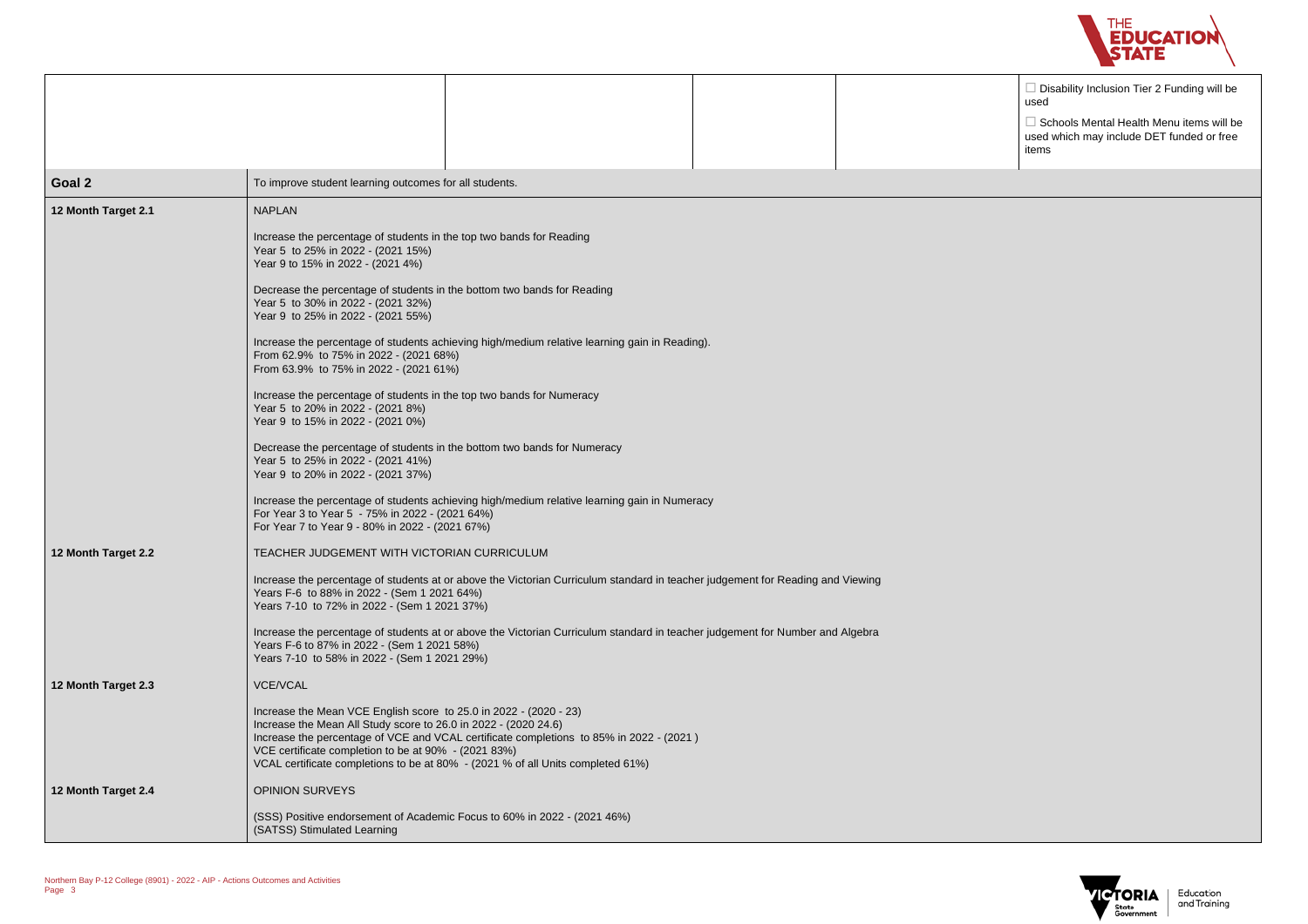| | | | | | |
|---|---|---|---|---|---|
| | | | | | ☐ Disability Inclusion Tier 2 Funding will be used<br><br>☐ Schools Mental Health Menu items will be used which may include DET funded or free items |

| | |
|---|---|
| **Goal 2** | To improve student learning outcomes for all students. |
| **12 Month Target 2.1** | NAPLAN<br><br>Increase the percentage of students in the top two bands for Reading<br>Year 5 to 25% in 2022 - (2021 15%)<br>Year 9 to 15% in 2022 - (2021 4%)<br><br>Decrease the percentage of students in the bottom two bands for Reading<br>Year 5 to 30% in 2022 - (2021 32%)<br>Year 9 to 25% in 2022 - (2021 55%)<br><br>Increase the percentage of students achieving high/medium relative learning gain in Reading).<br>From 62.9% to 75% in 2022 - (2021 68%)<br>From 63.9% to 75% in 2022 - (2021 61%)<br><br>Increase the percentage of students in the top two bands for Numeracy<br>Year 5 to 20% in 2022 - (2021 8%)<br>Year 9 to 15% in 2022 - (2021 0%)<br><br>Decrease the percentage of students in the bottom two bands for Numeracy<br>Year 5 to 25% in 2022 - (2021 41%)<br>Year 9 to 20% in 2022 - (2021 37%)<br><br>Increase the percentage of students achieving high/medium relative learning gain in Numeracy<br>For Year 3 to Year 5 - 75% in 2022 - (2021 64%)<br>For Year 7 to Year 9 - 80% in 2022 - (2021 67%) |
| **12 Month Target 2.2** | TEACHER JUDGEMENT WITH VICTORIAN CURRICULUM<br><br>Increase the percentage of students at or above the Victorian Curriculum standard in teacher judgement for Reading and Viewing<br>Years F-6 to 88% in 2022 - (Sem 1 2021 64%)<br>Years 7-10 to 72% in 2022 - (Sem 1 2021 37%)<br><br>Increase the percentage of students at or above the Victorian Curriculum standard in teacher judgement for Number and Algebra<br>Years F-6 to 87% in 2022 - (Sem 1 2021 58%)<br>Years 7-10 to 58% in 2022 - (Sem 1 2021 29%) |
| **12 Month Target 2.3** | VCE/VCAL<br><br>Increase the Mean VCE English score to 25.0 in 2022 - (2020 - 23)<br>Increase the Mean All Study score to 26.0 in 2022 - (2020 24.6)<br>Increase the percentage of VCE and VCAL certificate completions to 85% in 2022 - (2021 )<br>VCE certificate completion to be at 90% - (2021 83%)<br>VCAL certificate completions to be at 80% - (2021 % of all Units completed 61%) |
| **12 Month Target 2.4** | OPINION SURVEYS<br><br>(SSS) Positive endorsement of Academic Focus to 60% in 2022 - (2021 46%)<br>(SATSS) Stimulated Learning |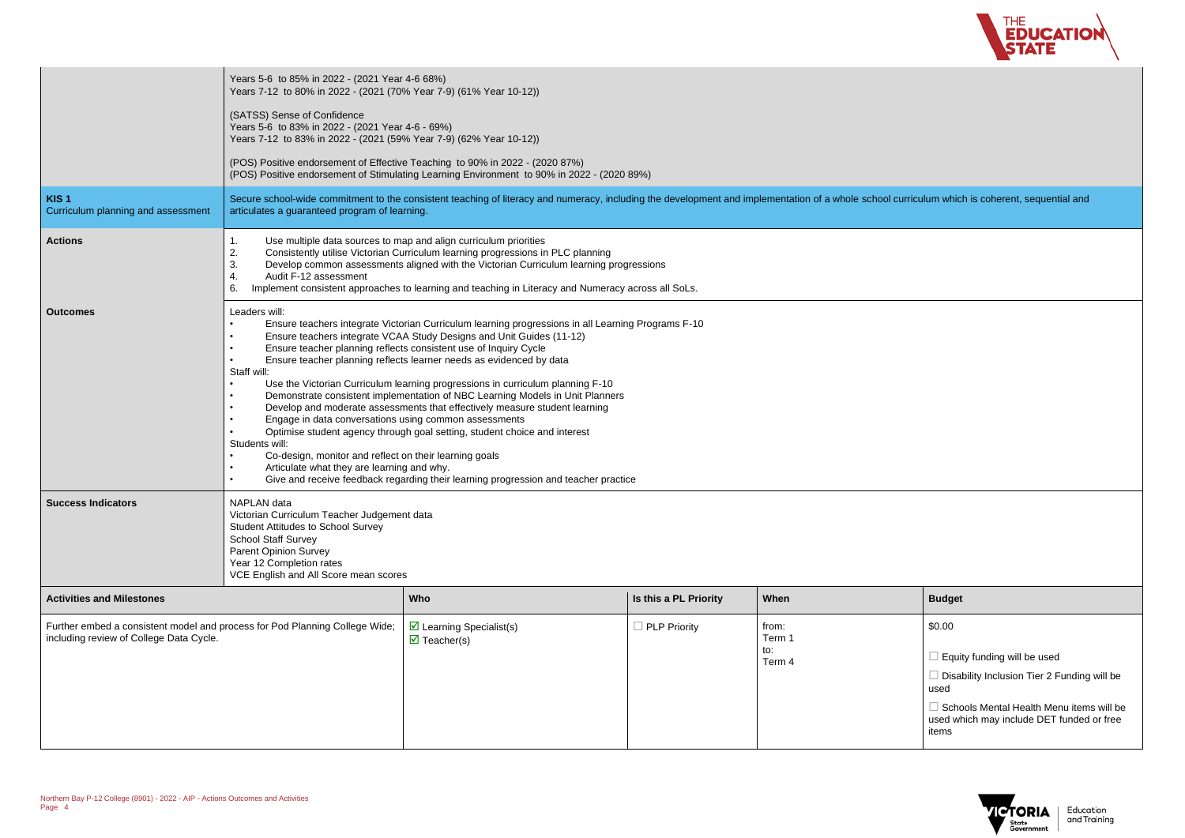| | |
|---|---|
| | Years 5-6 to 85% in 2022 - (2021 Year 4-6 68%)<br>Years 7-12 to 80% in 2022 - (2021 (70% Year 7-9) (61% Year 10-12))<br><br>(SATSS) Sense of Confidence<br>Years 5-6 to 83% in 2022 - (2021 Year 4-6 - 69%)<br>Years 7-12 to 83% in 2022 - (2021 (59% Year 7-9) (62% Year 10-12))<br><br>(POS) Positive endorsement of Effective Teaching to 90% in 2022 - (2020 87%)<br>(POS) Positive endorsement of Stimulating Learning Environment to 90% in 2022 - (2020 89%) |
| **KIS 1**<br>Curriculum planning and assessment | Secure school-wide commitment to the consistent teaching of literacy and numeracy, including the development and implementation of a whole school curriculum which is coherent, sequential and articulates a guaranteed program of learning. |
| **Actions** | 1. Use multiple data sources to map and align curriculum priorities<br>2. Consistently utilise Victorian Curriculum learning progressions in PLC planning<br>3. Develop common assessments aligned with the Victorian Curriculum learning progressions<br>4. Audit F-12 assessment<br>6. Implement consistent approaches to learning and teaching in Literacy and Numeracy across all SoLs. |
| **Outcomes** | Leaders will:<br>• Ensure teachers integrate Victorian Curriculum learning progressions in all Learning Programs F-10<br>• Ensure teachers integrate VCAA Study Designs and Unit Guides (11-12)<br>• Ensure teacher planning reflects consistent use of Inquiry Cycle<br>• Ensure teacher planning reflects learner needs as evidenced by data<br>Staff will:<br>• Use the Victorian Curriculum learning progressions in curriculum planning F-10<br>• Demonstrate consistent implementation of NBC Learning Models in Unit Planners<br>• Develop and moderate assessments that effectively measure student learning<br>• Engage in data conversations using common assessments<br>• Optimise student agency through goal setting, student choice and interest<br>Students will:<br>• Co-design, monitor and reflect on their learning goals<br>• Articulate what they are learning and why.<br>• Give and receive feedback regarding their learning progression and teacher practice |
| **Success Indicators** | NAPLAN data<br>Victorian Curriculum Teacher Judgement data<br>Student Attitudes to School Survey<br>School Staff Survey<br>Parent Opinion Survey<br>Year 12 Completion rates<br>VCE English and All Score mean scores |

| Activities and Milestones | Who | Is this a PL Priority | When | Budget |
|---|---|---|---|---|
| Further embed a consistent model and process for Pod Planning College Wide; including review of College Data Cycle. | ☑ Learning Specialist(s)<br>☑ Teacher(s) | ☐ PLP Priority | from:<br>Term 1<br>to:<br>Term 4 | $0.00<br><br>☐ Equity funding will be used<br><br>☐ Disability Inclusion Tier 2 Funding will be used<br><br>☐ Schools Mental Health Menu items will be used which may include DET funded or free items |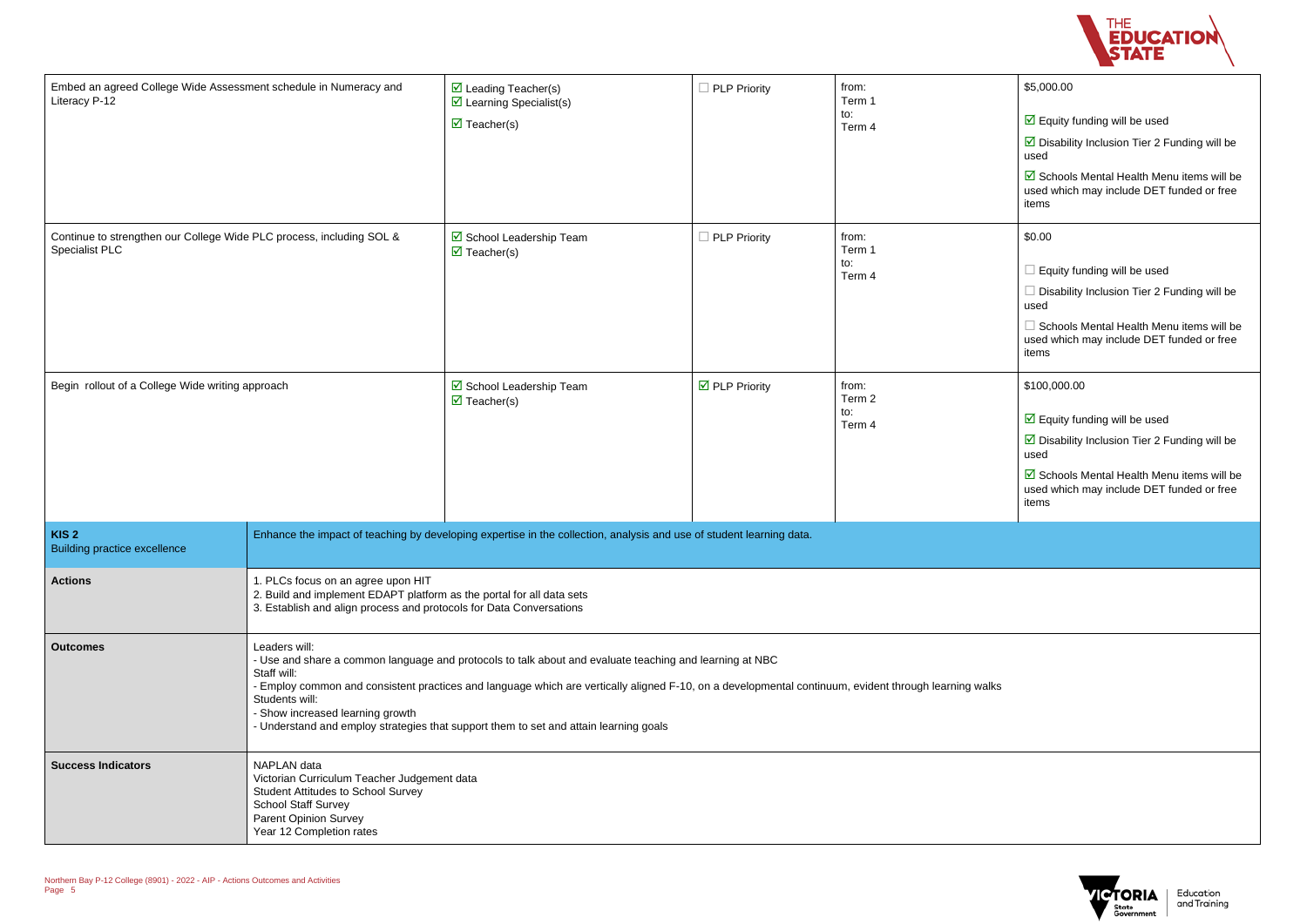| | | | | |
|---|---|---|---|---|
| Embed an agreed College Wide Assessment schedule in Numeracy and Literacy P-12 | ☑ Leading Teacher(s)<br>☑ Learning Specialist(s)<br>☑ Teacher(s) | ☐ PLP Priority | from:<br>Term 1<br>to:<br>Term 4 | $5,000.00<br>☑ Equity funding will be used<br>☑ Disability Inclusion Tier 2 Funding will be used<br>☑ Schools Mental Health Menu items will be used which may include DET funded or free items |
| Continue to strengthen our College Wide PLC process, including SOL & Specialist PLC | ☑ School Leadership Team<br>☑ Teacher(s) | ☐ PLP Priority | from:<br>Term 1<br>to:<br>Term 4 | $0.00<br>☐ Equity funding will be used<br>☐ Disability Inclusion Tier 2 Funding will be used<br>☐ Schools Mental Health Menu items will be used which may include DET funded or free items |
| Begin rollout of a College Wide writing approach | ☑ School Leadership Team<br>☑ Teacher(s) | ☑ PLP Priority | from:<br>Term 2<br>to:<br>Term 4 | $100,000.00<br>☑ Equity funding will be used<br>☑ Disability Inclusion Tier 2 Funding will be used<br>☑ Schools Mental Health Menu items will be used which may include DET funded or free items |

| | |
|---|---|
| **KIS 2**<br>Building practice excellence | Enhance the impact of teaching by developing expertise in the collection, analysis and use of student learning data. |
| **Actions** | 1. PLCs focus on an agree upon HIT<br>2. Build and implement EDAPT platform as the portal for all data sets<br>3. Establish and align process and protocols for Data Conversations |
| **Outcomes** | Leaders will:<br>- Use and share a common language and protocols to talk about and evaluate teaching and learning at NBC<br>Staff will:<br>- Employ common and consistent practices and language which are vertically aligned F-10, on a developmental continuum, evident through learning walks<br>Students will:<br>- Show increased learning growth<br>- Understand and employ strategies that support them to set and attain learning goals |
| **Success Indicators** | NAPLAN data<br>Victorian Curriculum Teacher Judgement data<br>Student Attitudes to School Survey<br>School Staff Survey<br>Parent Opinion Survey<br>Year 12 Completion rates |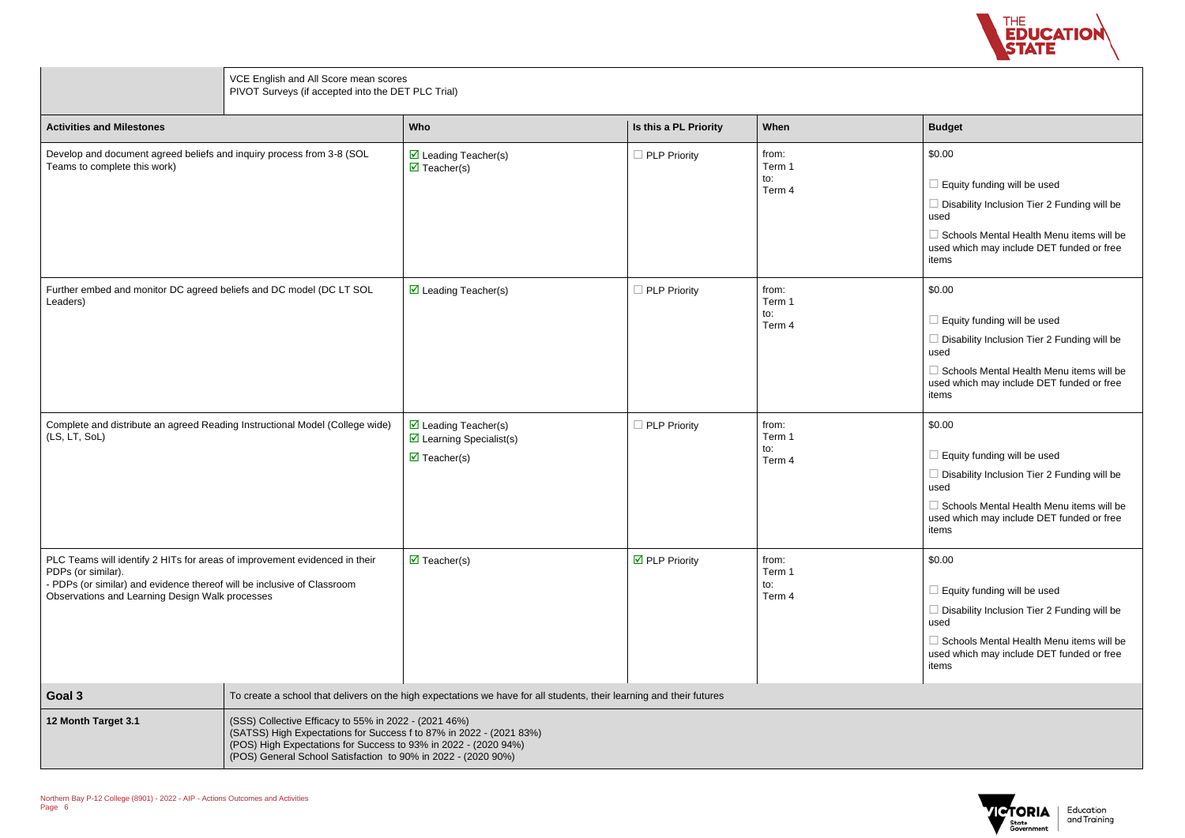| | VCE English and All Score mean scores<br>PIVOT Surveys (if accepted into the DET PLC Trial) | | | |
|---|---|---|---|---|

| Activities and Milestones | Who | Is this a PL Priority | When | Budget |
|---|---|---|---|---|
| Develop and document agreed beliefs and inquiry process from 3-8 (SOL Teams to complete this work) | ☑ Leading Teacher(s)<br>☑ Teacher(s) | ☐ PLP Priority | from:<br>Term 1<br>to:<br>Term 4 | $0.00<br><br>☐ Equity funding will be used<br>☐ Disability Inclusion Tier 2 Funding will be used<br>☐ Schools Mental Health Menu items will be used which may include DET funded or free items |
| Further embed and monitor DC agreed beliefs and DC model (DC LT SOL Leaders) | ☑ Leading Teacher(s) | ☐ PLP Priority | from:<br>Term 1<br>to:<br>Term 4 | $0.00<br><br>☐ Equity funding will be used<br>☐ Disability Inclusion Tier 2 Funding will be used<br>☐ Schools Mental Health Menu items will be used which may include DET funded or free items |
| Complete and distribute an agreed Reading Instructional Model (College wide) (LS, LT, SoL) | ☑ Leading Teacher(s)<br>☑ Learning Specialist(s)<br>☑ Teacher(s) | ☐ PLP Priority | from:<br>Term 1<br>to:<br>Term 4 | $0.00<br><br>☐ Equity funding will be used<br>☐ Disability Inclusion Tier 2 Funding will be used<br>☐ Schools Mental Health Menu items will be used which may include DET funded or free items |
| PLC Teams will identify 2 HITs for areas of improvement evidenced in their PDPs (or similar).<br>- PDPs (or similar) and evidence thereof will be inclusive of Classroom Observations and Learning Design Walk processes | ☑ Teacher(s) | ☑ PLP Priority | from:<br>Term 1<br>to:<br>Term 4 | $0.00<br><br>☐ Equity funding will be used<br>☐ Disability Inclusion Tier 2 Funding will be used<br>☐ Schools Mental Health Menu items will be used which may include DET funded or free items |

| **Goal 3** | To create a school that delivers on the high expectations we have for all students, their learning and their futures |
|---|---|
| **12 Month Target 3.1** | (SSS) Collective Efficacy to 55% in 2022 - (2021 46%)<br>(SATSS) High Expectations for Success f to 87% in 2022 - (2021 83%)<br>(POS) High Expectations for Success to 93% in 2022 - (2020 94%)<br>(POS) General School Satisfaction to 90% in 2022 - (2020 90%) |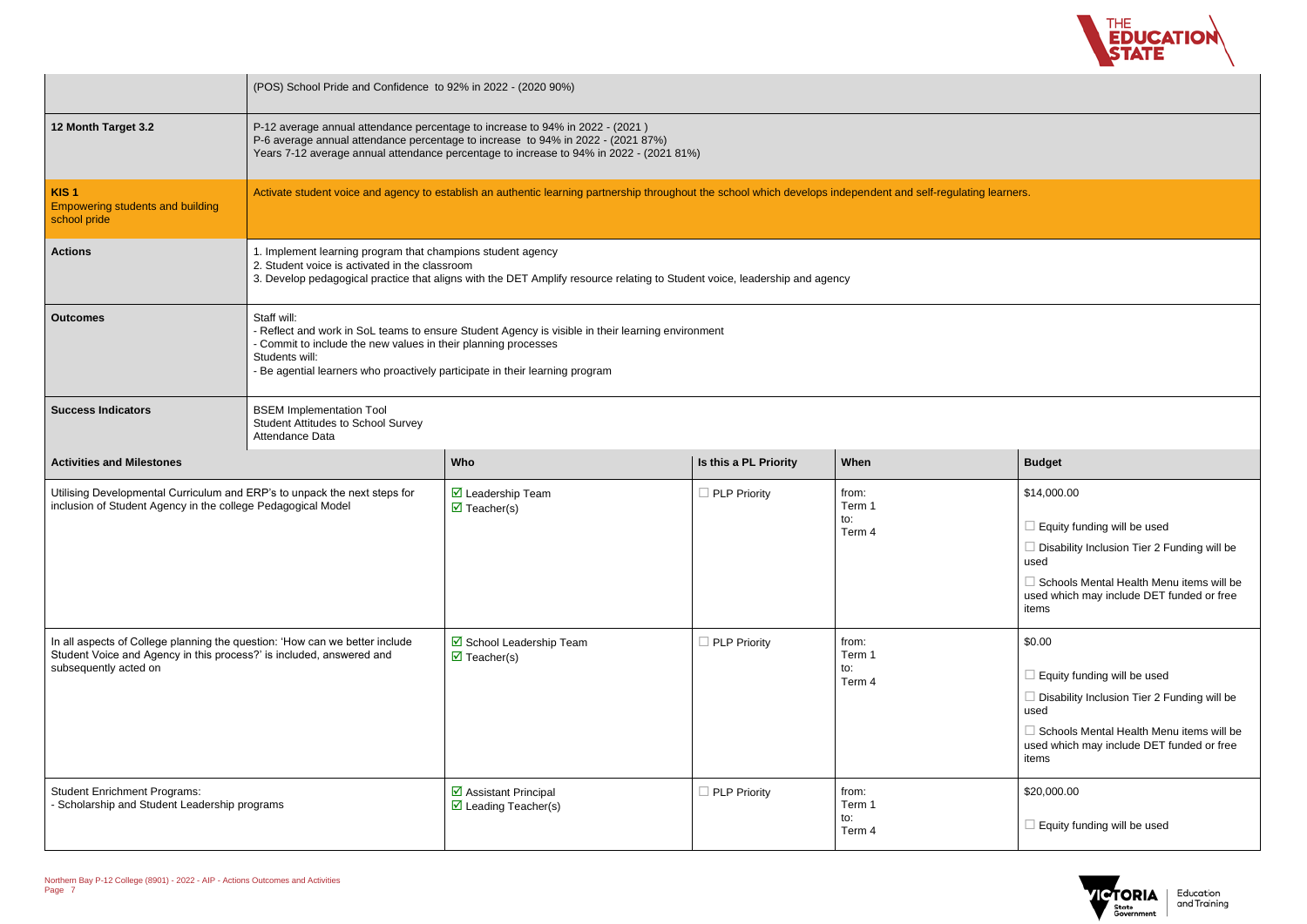| | |
|---|---|
| | (POS) School Pride and Confidence to 92% in 2022 - (2020 90%) |
| **12 Month Target 3.2** | P-12 average annual attendance percentage to increase to 94% in 2022 - (2021 )<br>P-6 average annual attendance percentage to increase to 94% in 2022 - (2021 87%)<br>Years 7-12 average annual attendance percentage to increase to 94% in 2022 - (2021 81%) |
| **KIS 1**<br>Empowering students and building school pride | Activate student voice and agency to establish an authentic learning partnership throughout the school which develops independent and self-regulating learners. |
| **Actions** | 1. Implement learning program that champions student agency<br>2. Student voice is activated in the classroom<br>3. Develop pedagogical practice that aligns with the DET Amplify resource relating to Student voice, leadership and agency |
| **Outcomes** | Staff will:<br>- Reflect and work in SoL teams to ensure Student Agency is visible in their learning environment<br>- Commit to include the new values in their planning processes<br>Students will:<br>- Be agential learners who proactively participate in their learning program |
| **Success Indicators** | BSEM Implementation Tool<br>Student Attitudes to School Survey<br>Attendance Data |

| Activities and Milestones | Who | Is this a PL Priority | When | Budget |
|---|---|---|---|---|
| Utilising Developmental Curriculum and ERP's to unpack the next steps for inclusion of Student Agency in the college Pedagogical Model | ☑ Leadership Team<br>☑ Teacher(s) | ☐ PLP Priority | from:<br>Term 1<br>to:<br>Term 4 | $14,000.00<br><br>☐ Equity funding will be used<br><br>☐ Disability Inclusion Tier 2 Funding will be used<br><br>☐ Schools Mental Health Menu items will be used which may include DET funded or free items |
| In all aspects of College planning the question: 'How can we better include Student Voice and Agency in this process?' is included, answered and subsequently acted on | ☑ School Leadership Team<br>☑ Teacher(s) | ☐ PLP Priority | from:<br>Term 1<br>to:<br>Term 4 | $0.00<br><br>☐ Equity funding will be used<br><br>☐ Disability Inclusion Tier 2 Funding will be used<br><br>☐ Schools Mental Health Menu items will be used which may include DET funded or free items |
| Student Enrichment Programs:<br>- Scholarship and Student Leadership programs | ☑ Assistant Principal<br>☑ Leading Teacher(s) | ☐ PLP Priority | from:<br>Term 1<br>to:<br>Term 4 | $20,000.00<br><br>☐ Equity funding will be used |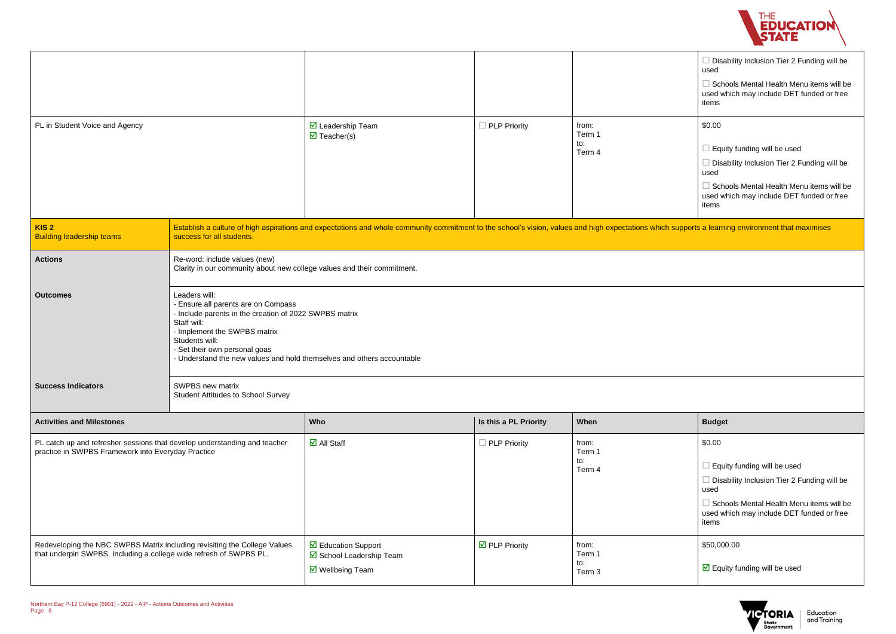| | | | | |
|---|---|---|---|---|
| | | | | ☐ Disability Inclusion Tier 2 Funding will be used<br>☐ Schools Mental Health Menu items will be used which may include DET funded or free items |
| PL in Student Voice and Agency | ☑ Leadership Team<br>☑ Teacher(s) | ☐ PLP Priority | from:<br>Term 1<br>to:<br>Term 4 | $0.00<br>☐ Equity funding will be used<br>☐ Disability Inclusion Tier 2 Funding will be used<br>☐ Schools Mental Health Menu items will be used which may include DET funded or free items |

| | |
|---|---|
| **KIS 2**<br>Building leadership teams | Establish a culture of high aspirations and expectations and whole community commitment to the school's vision, values and high expectations which supports a learning environment that maximises success for all students. |
| **Actions** | Re-word: include values (new)<br>Clarity in our community about new college values and their commitment. |
| **Outcomes** | Leaders will:<br>- Ensure all parents are on Compass<br>- Include parents in the creation of 2022 SWPBS matrix<br>Staff will:<br>- Implement the SWPBS matrix<br>Students will:<br>- Set their own personal goas<br>- Understand the new values and hold themselves and others accountable |
| **Success Indicators** | SWPBS new matrix<br>Student Attitudes to School Survey |

| Activities and Milestones | Who | Is this a PL Priority | When | Budget |
|---|---|---|---|---|
| PL catch up and refresher sessions that develop understanding and teacher practice in SWPBS Framework into Everyday Practice | ☑ All Staff | ☐ PLP Priority | from:<br>Term 1<br>to:<br>Term 4 | $0.00<br>☐ Equity funding will be used<br>☐ Disability Inclusion Tier 2 Funding will be used<br>☐ Schools Mental Health Menu items will be used which may include DET funded or free items |
| Redeveloping the NBC SWPBS Matrix including revisiting the College Values that underpin SWPBS. Including a college wide refresh of SWPBS PL. | ☑ Education Support<br>☑ School Leadership Team<br>☑ Wellbeing Team | ☑ PLP Priority | from:<br>Term 1<br>to:<br>Term 3 | $50,000.00<br>☑ Equity funding will be used |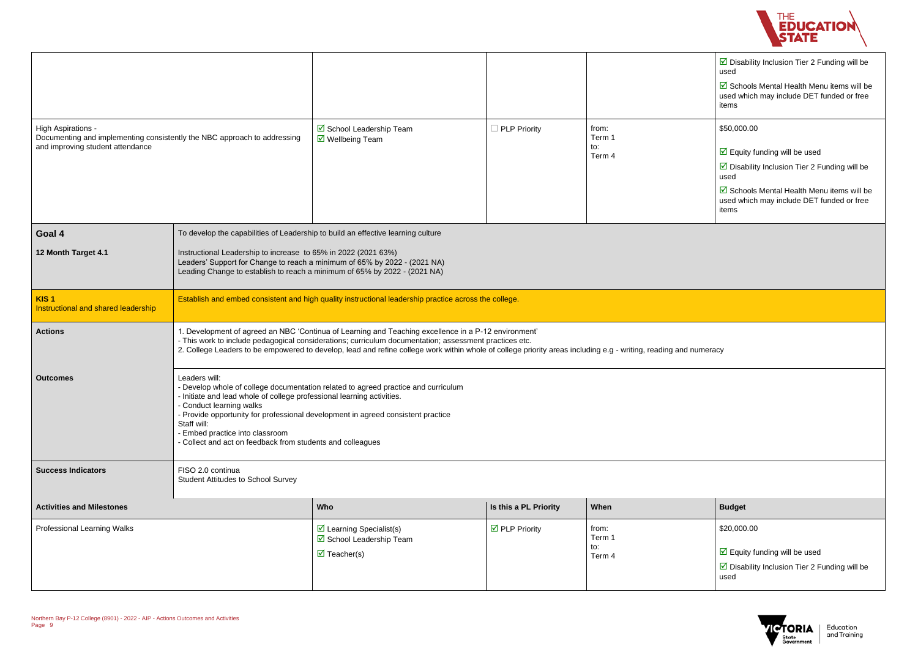| | Who | Is this a PL Priority | When | Budget |
|---|---|---|---|---|
| | | | | ☑ Disability Inclusion Tier 2 Funding will be used<br><br>☑ Schools Mental Health Menu items will be used which may include DET funded or free items |
| High Aspirations - Documenting and implementing consistently the NBC approach to addressing and improving student attendance | ☑ School Leadership Team<br>☑ Wellbeing Team | ☐ PLP Priority | from: Term 1<br>to: Term 4 | $50,000.00<br><br>☑ Equity funding will be used<br><br>☑ Disability Inclusion Tier 2 Funding will be used<br><br>☑ Schools Mental Health Menu items will be used which may include DET funded or free items |

| | |
|---|---|
| **Goal 4** | To develop the capabilities of Leadership to build an effective learning culture |
| **12 Month Target 4.1** | Instructional Leadership to increase to 65% in 2022 (2021 63%)<br>Leaders' Support for Change to reach a minimum of 65% by 2022 - (2021 NA)<br>Leading Change to establish to reach a minimum of 65% by 2022 - (2021 NA) |
| **KIS 1**<br>Instructional and shared leadership | Establish and embed consistent and high quality instructional leadership practice across the college. |
| **Actions** | 1. Development of agreed an NBC 'Continua of Learning and Teaching excellence in a P-12 environment'<br>- This work to include pedagogical considerations; curriculum documentation; assessment practices etc.<br>2. College Leaders to be empowered to develop, lead and refine college work within whole of college priority areas including e.g - writing, reading and numeracy |
| **Outcomes** | Leaders will:<br>- Develop whole of college documentation related to agreed practice and curriculum<br>- Initiate and lead whole of college professional learning activities.<br>- Conduct learning walks<br>- Provide opportunity for professional development in agreed consistent practice<br>Staff will:<br>- Embed practice into classroom<br>- Collect and act on feedback from students and colleagues |
| **Success Indicators** | FISO 2.0 continua<br>Student Attitudes to School Survey |

| Activities and Milestones | Who | Is this a PL Priority | When | Budget |
|---|---|---|---|---|
| Professional Learning Walks | ☑ Learning Specialist(s)<br>☑ School Leadership Team<br>☑ Teacher(s) | ☑ PLP Priority | from: Term 1<br>to: Term 4 | $20,000.00<br><br>☑ Equity funding will be used<br><br>☑ Disability Inclusion Tier 2 Funding will be used |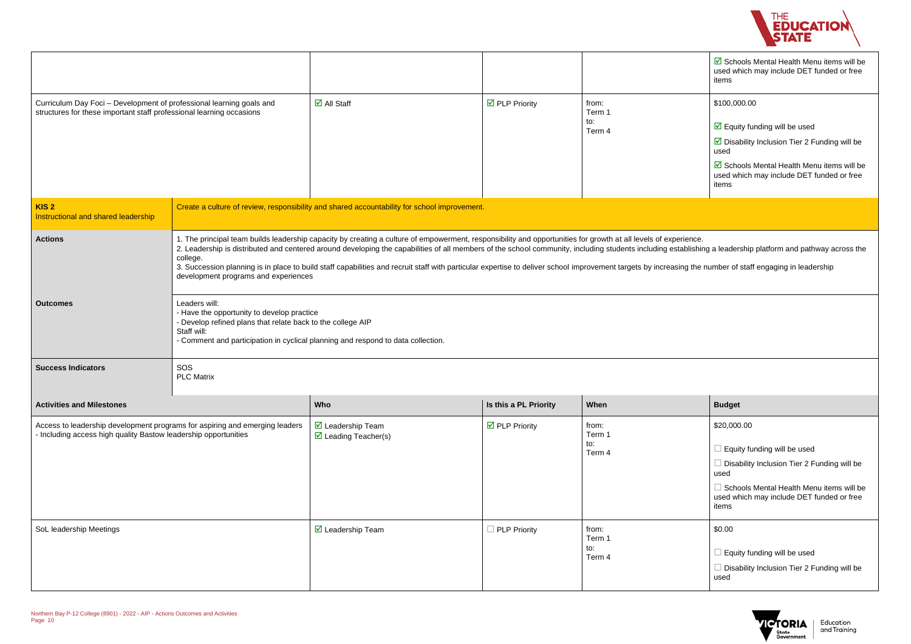| | Who | Is this a PL Priority | When | Budget |
|---|---|---|---|---|
| | | | | ☑ Schools Mental Health Menu items will be used which may include DET funded or free items |
| Curriculum Day Foci – Development of professional learning goals and structures for these important staff professional learning occasions | ☑ All Staff | ☑ PLP Priority | from: Term 1 to: Term 4 | $100,000.00 ☑ Equity funding will be used ☑ Disability Inclusion Tier 2 Funding will be used ☑ Schools Mental Health Menu items will be used which may include DET funded or free items |

| **KIS 2** Instructional and shared leadership | Create a culture of review, responsibility and shared accountability for school improvement. |
|---|---|
| **Actions** | 1. The principal team builds leadership capacity by creating a culture of empowerment, responsibility and opportunities for growth at all levels of experience. 2. Leadership is distributed and centered around developing the capabilities of all members of the school community, including students including establishing a leadership platform and pathway across the college. 3. Succession planning is in place to build staff capabilities and recruit staff with particular expertise to deliver school improvement targets by increasing the number of staff engaging in leadership development programs and experiences |
| **Outcomes** | Leaders will: - Have the opportunity to develop practice - Develop refined plans that relate back to the college AIP Staff will: - Comment and participation in cyclical planning and respond to data collection. |
| **Success Indicators** | SOS PLC Matrix |

| **Activities and Milestones** | **Who** | **Is this a PL Priority** | **When** | **Budget** |
|---|---|---|---|---|
| Access to leadership development programs for aspiring and emerging leaders - Including access high quality Bastow leadership opportunities | ☑ Leadership Team ☑ Leading Teacher(s) | ☑ PLP Priority | from: Term 1 to: Term 4 | $20,000.00 ☐ Equity funding will be used ☐ Disability Inclusion Tier 2 Funding will be used ☐ Schools Mental Health Menu items will be used which may include DET funded or free items |
| SoL leadership Meetings | ☑ Leadership Team | ☐ PLP Priority | from: Term 1 to: Term 4 | $0.00 ☐ Equity funding will be used ☐ Disability Inclusion Tier 2 Funding will be used |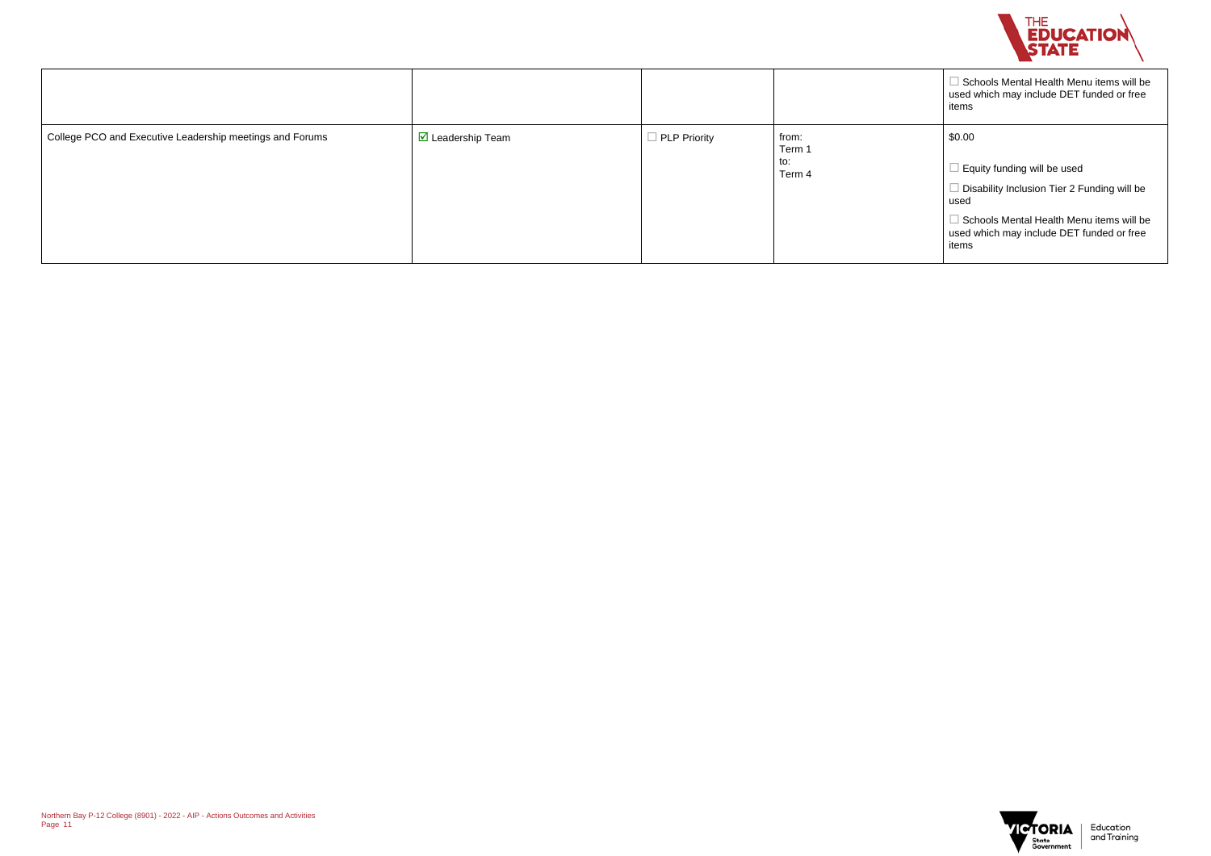| | | | | |
|---|---|---|---|---|
| | | | | ☐ Schools Mental Health Menu items will be used which may include DET funded or free items |
| College PCO and Executive Leadership meetings and Forums | ☑ Leadership Team | ☐ PLP Priority | from:<br>Term 1<br>to:<br>Term 4 | $0.00<br><br>☐ Equity funding will be used<br><br>☐ Disability Inclusion Tier 2 Funding will be used<br><br>☐ Schools Mental Health Menu items will be used which may include DET funded or free items |